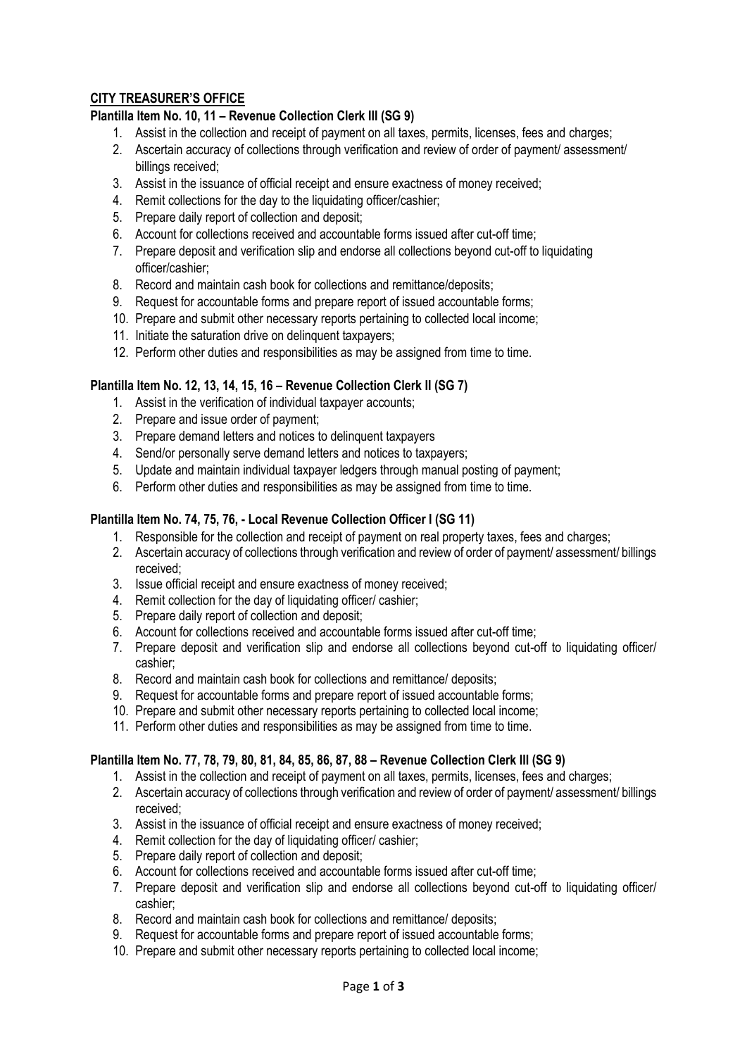## CITY TREASURER'S OFFICE

### Plantilla Item No. 10, 11 – Revenue Collection Clerk III (SG 9)

1. Assist in the collection and receipt of payment on all taxes, permits, licenses, fees and charges;
2. Ascertain accuracy of collections through verification and review of order of payment/ assessment/ billings received;
3. Assist in the issuance of official receipt and ensure exactness of money received;
4. Remit collections for the day to the liquidating officer/cashier;
5. Prepare daily report of collection and deposit;
6. Account for collections received and accountable forms issued after cut-off time;
7. Prepare deposit and verification slip and endorse all collections beyond cut-off to liquidating officer/cashier;
8. Record and maintain cash book for collections and remittance/deposits;
9. Request for accountable forms and prepare report of issued accountable forms;
10. Prepare and submit other necessary reports pertaining to collected local income;
11. Initiate the saturation drive on delinquent taxpayers;
12. Perform other duties and responsibilities as may be assigned from time to time.

### Plantilla Item No. 12, 13, 14, 15, 16 – Revenue Collection Clerk II (SG 7)

1. Assist in the verification of individual taxpayer accounts;
2. Prepare and issue order of payment;
3. Prepare demand letters and notices to delinquent taxpayers
4. Send/or personally serve demand letters and notices to taxpayers;
5. Update and maintain individual taxpayer ledgers through manual posting of payment;
6. Perform other duties and responsibilities as may be assigned from time to time.

### Plantilla Item No. 74, 75, 76, - Local Revenue Collection Officer I (SG 11)

1. Responsible for the collection and receipt of payment on real property taxes, fees and charges;
2. Ascertain accuracy of collections through verification and review of order of payment/ assessment/ billings received;
3. Issue official receipt and ensure exactness of money received;
4. Remit collection for the day of liquidating officer/ cashier;
5. Prepare daily report of collection and deposit;
6. Account for collections received and accountable forms issued after cut-off time;
7. Prepare deposit and verification slip and endorse all collections beyond cut-off to liquidating officer/ cashier;
8. Record and maintain cash book for collections and remittance/ deposits;
9. Request for accountable forms and prepare report of issued accountable forms;
10. Prepare and submit other necessary reports pertaining to collected local income;
11. Perform other duties and responsibilities as may be assigned from time to time.

### Plantilla Item No. 77, 78, 79, 80, 81, 84, 85, 86, 87, 88 – Revenue Collection Clerk III (SG 9)

1. Assist in the collection and receipt of payment on all taxes, permits, licenses, fees and charges;
2. Ascertain accuracy of collections through verification and review of order of payment/ assessment/ billings received;
3. Assist in the issuance of official receipt and ensure exactness of money received;
4. Remit collection for the day of liquidating officer/ cashier;
5. Prepare daily report of collection and deposit;
6. Account for collections received and accountable forms issued after cut-off time;
7. Prepare deposit and verification slip and endorse all collections beyond cut-off to liquidating officer/ cashier;
8. Record and maintain cash book for collections and remittance/ deposits;
9. Request for accountable forms and prepare report of issued accountable forms;
10. Prepare and submit other necessary reports pertaining to collected local income;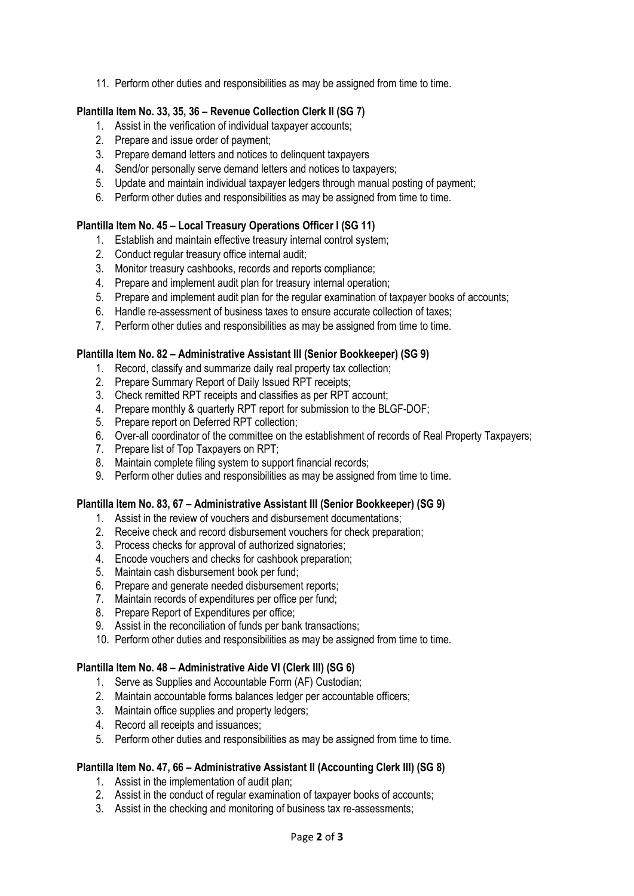11. Perform other duties and responsibilities as may be assigned from time to time.

**Plantilla Item No. 33, 35, 36 – Revenue Collection Clerk II (SG 7)**

1. Assist in the verification of individual taxpayer accounts;
2. Prepare and issue order of payment;
3. Prepare demand letters and notices to delinquent taxpayers
4. Send/or personally serve demand letters and notices to taxpayers;
5. Update and maintain individual taxpayer ledgers through manual posting of payment;
6. Perform other duties and responsibilities as may be assigned from time to time.

**Plantilla Item No. 45 – Local Treasury Operations Officer I (SG 11)**

1. Establish and maintain effective treasury internal control system;
2. Conduct regular treasury office internal audit;
3. Monitor treasury cashbooks, records and reports compliance;
4. Prepare and implement audit plan for treasury internal operation;
5. Prepare and implement audit plan for the regular examination of taxpayer books of accounts;
6. Handle re-assessment of business taxes to ensure accurate collection of taxes;
7. Perform other duties and responsibilities as may be assigned from time to time.

**Plantilla Item No. 82 – Administrative Assistant III (Senior Bookkeeper) (SG 9)**

1. Record, classify and summarize daily real property tax collection;
2. Prepare Summary Report of Daily Issued RPT receipts;
3. Check remitted RPT receipts and classifies as per RPT account;
4. Prepare monthly & quarterly RPT report for submission to the BLGF-DOF;
5. Prepare report on Deferred RPT collection;
6. Over-all coordinator of the committee on the establishment of records of Real Property Taxpayers;
7. Prepare list of Top Taxpayers on RPT;
8. Maintain complete filing system to support financial records;
9. Perform other duties and responsibilities as may be assigned from time to time.

**Plantilla Item No. 83, 67 – Administrative Assistant III (Senior Bookkeeper) (SG 9)**

1. Assist in the review of vouchers and disbursement documentations;
2. Receive check and record disbursement vouchers for check preparation;
3. Process checks for approval of authorized signatories;
4. Encode vouchers and checks for cashbook preparation;
5. Maintain cash disbursement book per fund;
6. Prepare and generate needed disbursement reports;
7. Maintain records of expenditures per office per fund;
8. Prepare Report of Expenditures per office;
9. Assist in the reconciliation of funds per bank transactions;
10. Perform other duties and responsibilities as may be assigned from time to time.

**Plantilla Item No. 48 – Administrative Aide VI (Clerk III) (SG 6)**

1. Serve as Supplies and Accountable Form (AF) Custodian;
2. Maintain accountable forms balances ledger per accountable officers;
3. Maintain office supplies and property ledgers;
4. Record all receipts and issuances;
5. Perform other duties and responsibilities as may be assigned from time to time.

**Plantilla Item No. 47, 66 – Administrative Assistant II (Accounting Clerk III) (SG 8)**

1. Assist in the implementation of audit plan;
2. Assist in the conduct of regular examination of taxpayer books of accounts;
3. Assist in the checking and monitoring of business tax re-assessments;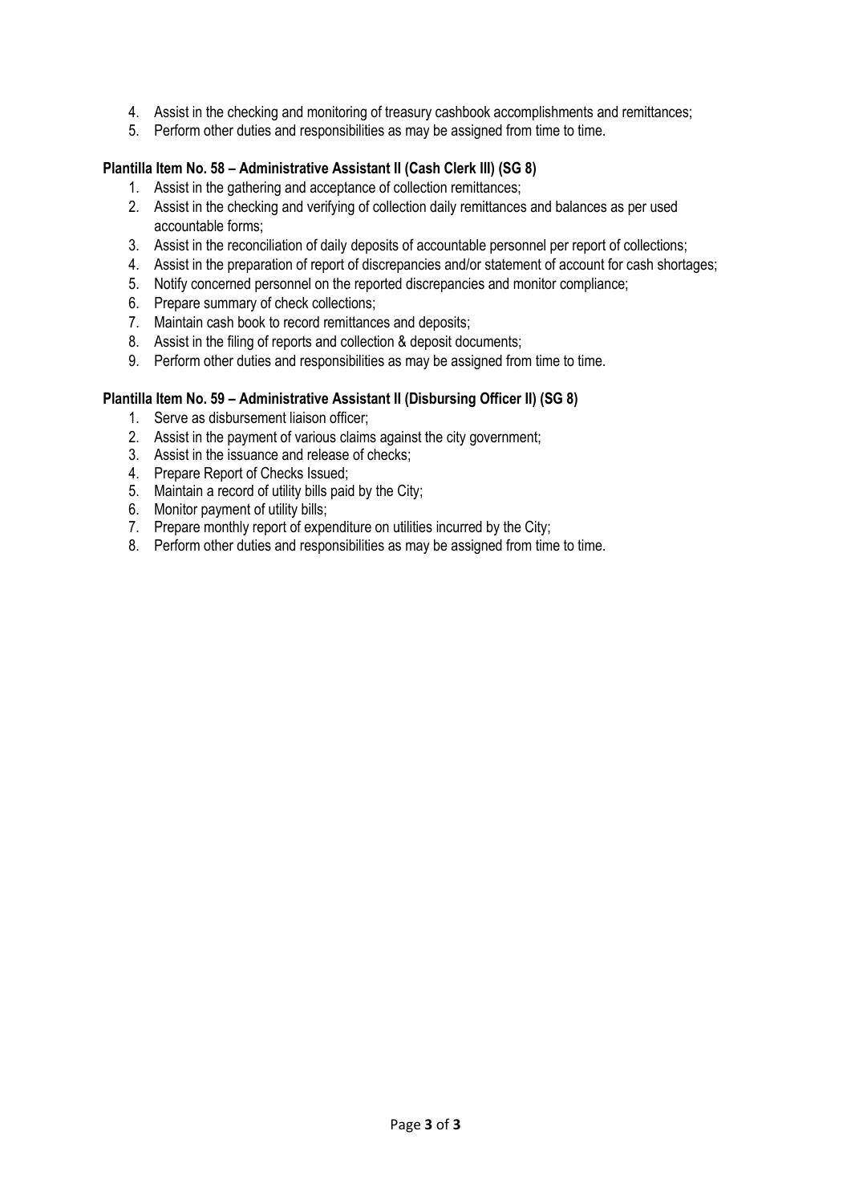4. Assist in the checking and monitoring of treasury cashbook accomplishments and remittances;
5. Perform other duties and responsibilities as may be assigned from time to time.

**Plantilla Item No. 58 – Administrative Assistant II (Cash Clerk III) (SG 8)**

1. Assist in the gathering and acceptance of collection remittances;
2. Assist in the checking and verifying of collection daily remittances and balances as per used accountable forms;
3. Assist in the reconciliation of daily deposits of accountable personnel per report of collections;
4. Assist in the preparation of report of discrepancies and/or statement of account for cash shortages;
5. Notify concerned personnel on the reported discrepancies and monitor compliance;
6. Prepare summary of check collections;
7. Maintain cash book to record remittances and deposits;
8. Assist in the filing of reports and collection & deposit documents;
9. Perform other duties and responsibilities as may be assigned from time to time.

**Plantilla Item No. 59 – Administrative Assistant II (Disbursing Officer II) (SG 8)**

1. Serve as disbursement liaison officer;
2. Assist in the payment of various claims against the city government;
3. Assist in the issuance and release of checks;
4. Prepare Report of Checks Issued;
5. Maintain a record of utility bills paid by the City;
6. Monitor payment of utility bills;
7. Prepare monthly report of expenditure on utilities incurred by the City;
8. Perform other duties and responsibilities as may be assigned from time to time.